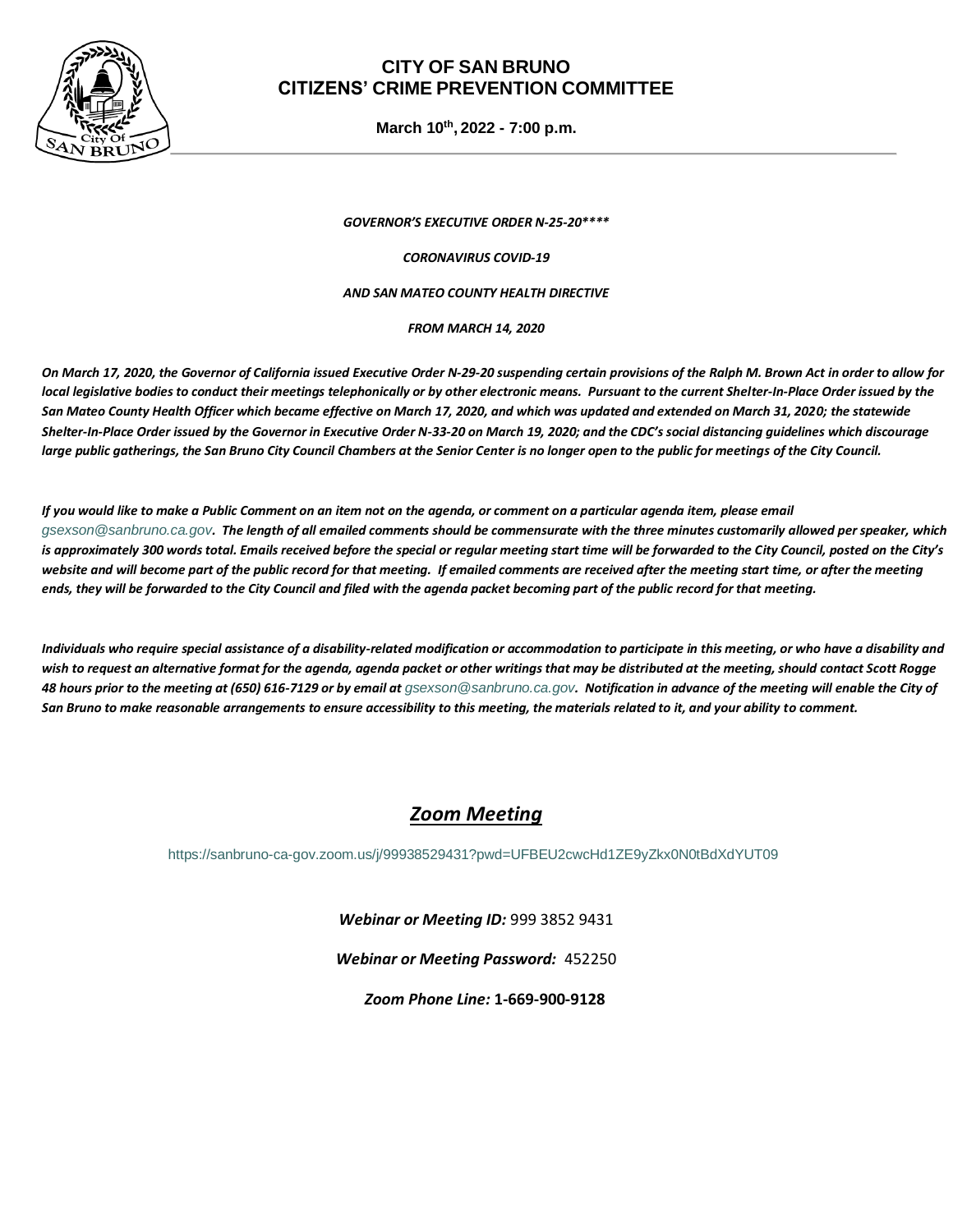# CITY OF SAN BRUNO
# CITIZENS' CRIME PREVENTION COMMITTEE

**March 10th, 2022 - 7:00 p.m.**

***GOVERNOR'S EXECUTIVE ORDER N-25-20\*\*\*\****

***CORONAVIRUS COVID-19***

***AND SAN MATEO COUNTY HEALTH DIRECTIVE***

***FROM MARCH 14, 2020***

***On March 17, 2020, the Governor of California issued Executive Order N-29-20 suspending certain provisions of the Ralph M. Brown Act in order to allow for local legislative bodies to conduct their meetings telephonically or by other electronic means. Pursuant to the current Shelter-In-Place Order issued by the San Mateo County Health Officer which became effective on March 17, 2020, and which was updated and extended on March 31, 2020; the statewide Shelter-In-Place Order issued by the Governor in Executive Order N-33-20 on March 19, 2020; and the CDC's social distancing guidelines which discourage large public gatherings, the San Bruno City Council Chambers at the Senior Center is no longer open to the public for meetings of the City Council.***

***If you would like to make a Public Comment on an item not on the agenda, or comment on a particular agenda item, please email*** *gsexson@sanbruno.ca.gov*. ***The length of all emailed comments should be commensurate with the three minutes customarily allowed per speaker, which is approximately 300 words total. Emails received before the special or regular meeting start time will be forwarded to the City Council, posted on the City's website and will become part of the public record for that meeting. If emailed comments are received after the meeting start time, or after the meeting ends, they will be forwarded to the City Council and filed with the agenda packet becoming part of the public record for that meeting.***

***Individuals who require special assistance of a disability-related modification or accommodation to participate in this meeting, or who have a disability and wish to request an alternative format for the agenda, agenda packet or other writings that may be distributed at the meeting, should contact Scott Rogge 48 hours prior to the meeting at (650) 616-7129 or by email at*** *gsexson@sanbruno.ca.gov*. ***Notification in advance of the meeting will enable the City of San Bruno to make reasonable arrangements to ensure accessibility to this meeting, the materials related to it, and your ability to comment.***

## *Zoom Meeting*

https://sanbruno-ca-gov.zoom.us/j/99938529431?pwd=UFBEU2cwcHd1ZE9yZkx0N0tBdXdYUT09

***Webinar or Meeting ID:*** 999 3852 9431

***Webinar or Meeting Password:*** 452250

***Zoom Phone Line:*** **1-669-900-9128**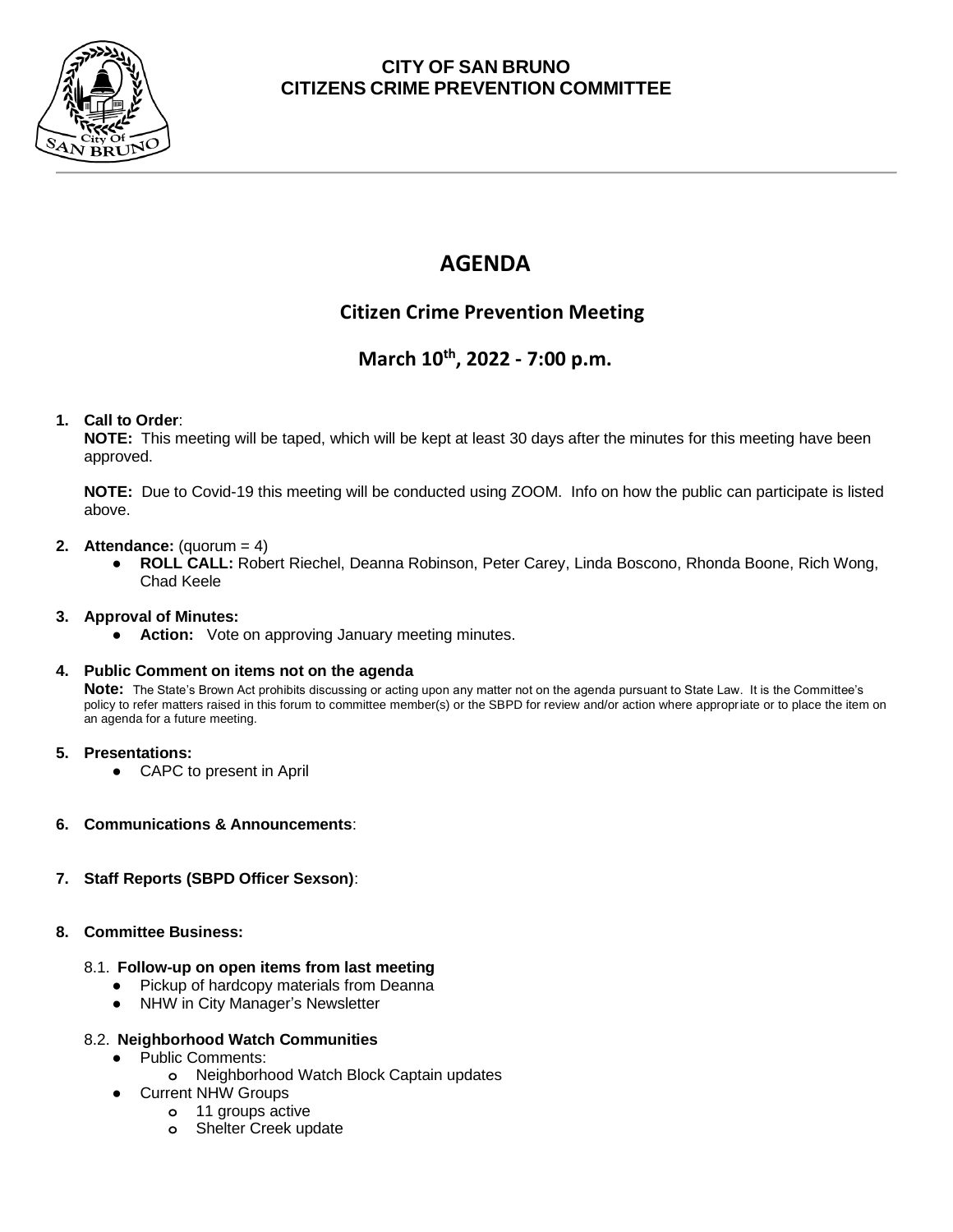**CITY OF SAN BRUNO**
**CITIZENS CRIME PREVENTION COMMITTEE**

# AGENDA

## Citizen Crime Prevention Meeting

## March 10th, 2022 - 7:00 p.m.

1. **Call to Order**:
   **NOTE:** This meeting will be taped, which will be kept at least 30 days after the minutes for this meeting have been approved.

   **NOTE:** Due to Covid-19 this meeting will be conducted using ZOOM. Info on how the public can participate is listed above.

2. **Attendance:** (quorum = 4)
   - **ROLL CALL:** Robert Riechel, Deanna Robinson, Peter Carey, Linda Boscono, Rhonda Boone, Rich Wong, Chad Keele

3. **Approval of Minutes:**
   - **Action:** Vote on approving January meeting minutes.

4. **Public Comment on items not on the agenda**
   **Note:** The State's Brown Act prohibits discussing or acting upon any matter not on the agenda pursuant to State Law. It is the Committee's policy to refer matters raised in this forum to committee member(s) or the SBPD for review and/or action where appropriate or to place the item on an agenda for a future meeting.

5. **Presentations:**
   - CAPC to present in April

6. **Communications & Announcements**:

7. **Staff Reports (SBPD Officer Sexson)**:

8. **Committee Business:**

   8.1. **Follow-up on open items from last meeting**
   - Pickup of hardcopy materials from Deanna
   - NHW in City Manager's Newsletter

   8.2. **Neighborhood Watch Communities**
   - Public Comments:
     - Neighborhood Watch Block Captain updates
   - Current NHW Groups
     - 11 groups active
     - Shelter Creek update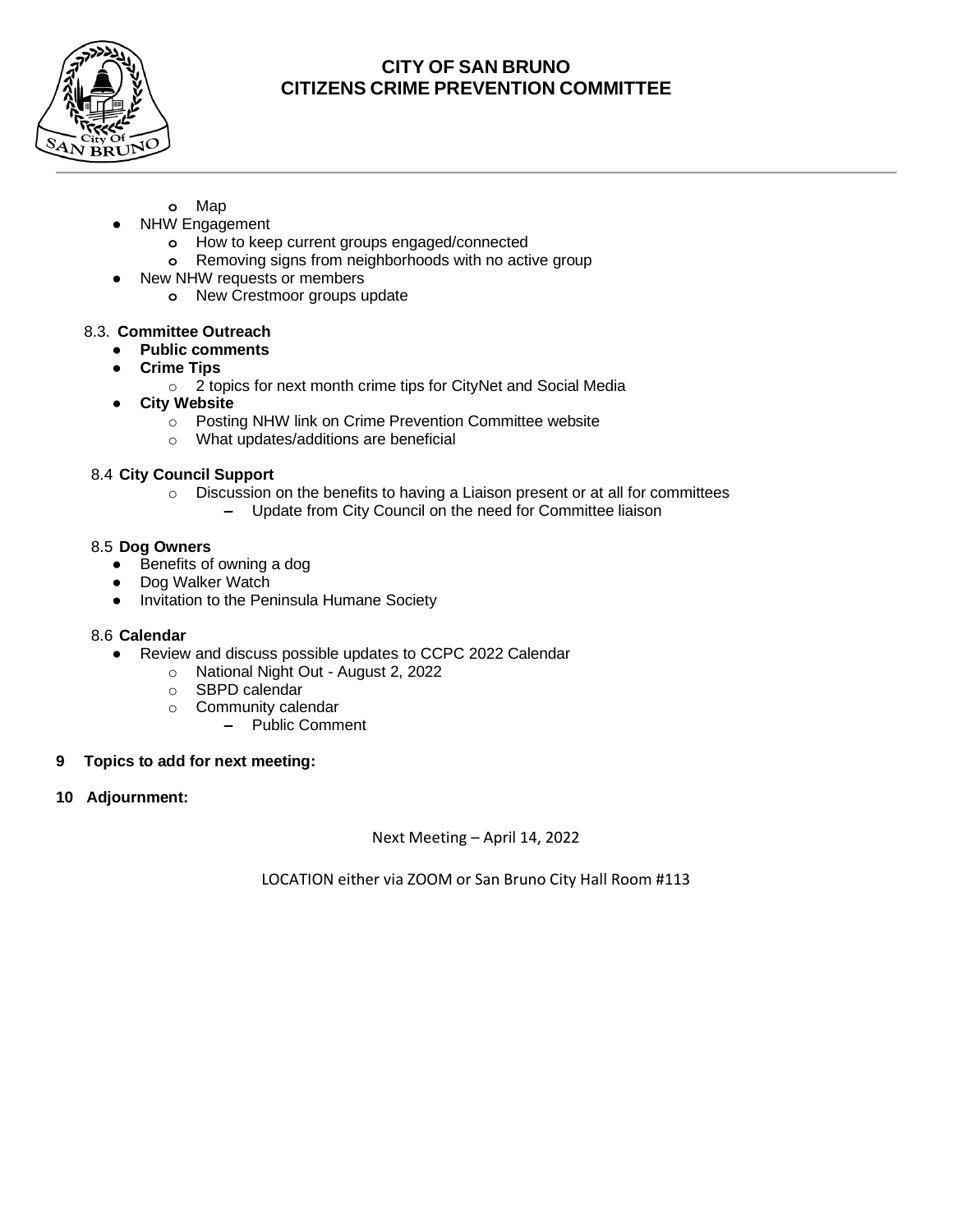- Map
- NHW Engagement
  - How to keep current groups engaged/connected
  - Removing signs from neighborhoods with no active group
- New NHW requests or members
  - New Crestmoor groups update

8.3. **Committee Outreach**

- **Public comments**
- **Crime Tips**
  - 2 topics for next month crime tips for CityNet and Social Media
- **City Website**
  - Posting NHW link on Crime Prevention Committee website
  - What updates/additions are beneficial

8.4 **City Council Support**

- Discussion on the benefits to having a Liaison present or at all for committees
  - Update from City Council on the need for Committee liaison

8.5 **Dog Owners**

- Benefits of owning a dog
- Dog Walker Watch
- Invitation to the Peninsula Humane Society

8.6 **Calendar**

- Review and discuss possible updates to CCPC 2022 Calendar
  - National Night Out - August 2, 2022
  - SBPD calendar
  - Community calendar
    - Public Comment

**9 Topics to add for next meeting:**

**10 Adjournment:**

Next Meeting – April 14, 2022

LOCATION either via ZOOM or San Bruno City Hall Room #113